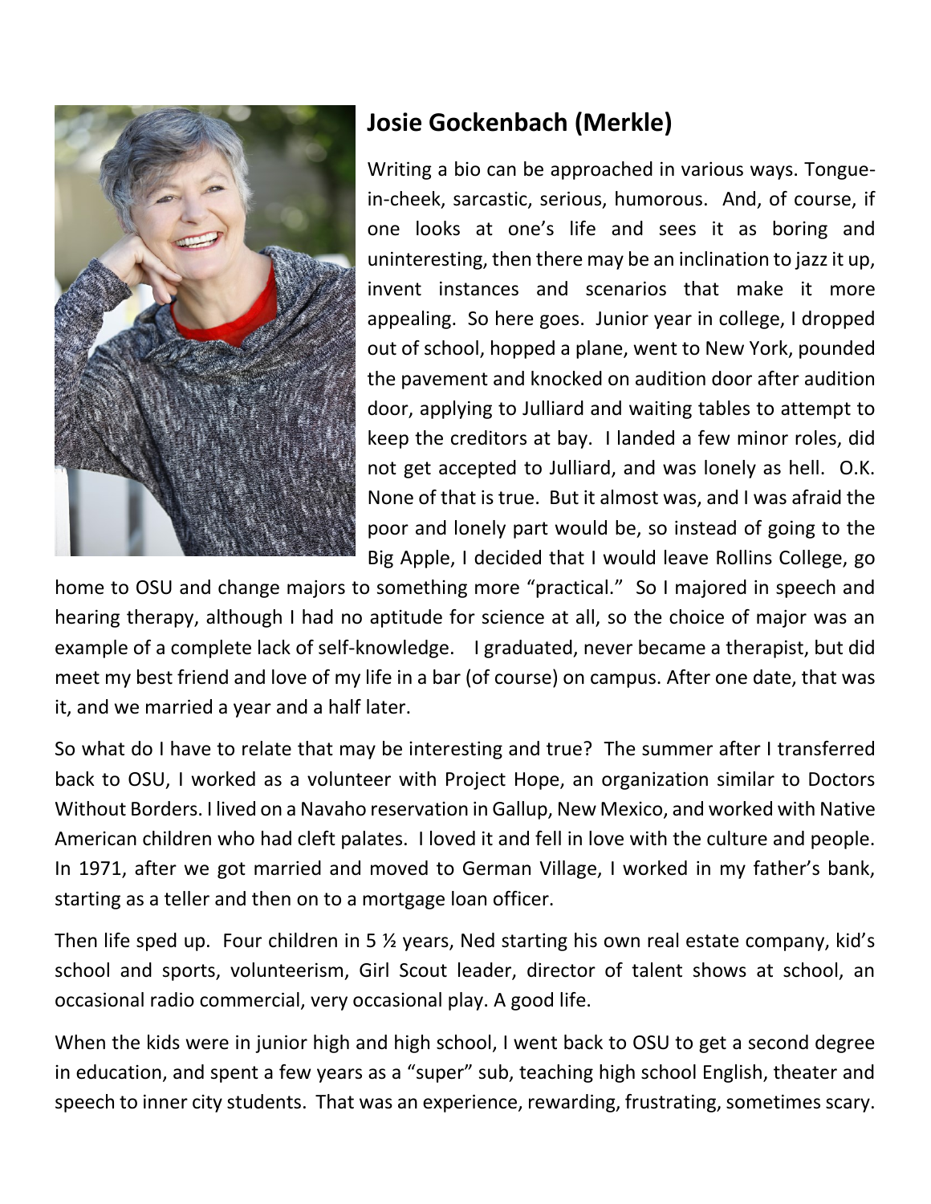## Josie Gockenbach (Merkle)

Writing a bio can be approached in various ways. Tongue-in-cheek, sarcastic, serious, humorous. And, of course, if one looks at one's life and sees it as boring and uninteresting, then there may be an inclination to jazz it up, invent instances and scenarios that make it more appealing. So here goes. Junior year in college, I dropped out of school, hopped a plane, went to New York, pounded the pavement and knocked on audition door after audition door, applying to Julliard and waiting tables to attempt to keep the creditors at bay. I landed a few minor roles, did not get accepted to Julliard, and was lonely as hell. O.K. None of that is true. But it almost was, and I was afraid the poor and lonely part would be, so instead of going to the Big Apple, I decided that I would leave Rollins College, go home to OSU and change majors to something more "practical." So I majored in speech and hearing therapy, although I had no aptitude for science at all, so the choice of major was an example of a complete lack of self-knowledge. I graduated, never became a therapist, but did meet my best friend and love of my life in a bar (of course) on campus. After one date, that was it, and we married a year and a half later.

So what do I have to relate that may be interesting and true? The summer after I transferred back to OSU, I worked as a volunteer with Project Hope, an organization similar to Doctors Without Borders. I lived on a Navaho reservation in Gallup, New Mexico, and worked with Native American children who had cleft palates. I loved it and fell in love with the culture and people. In 1971, after we got married and moved to German Village, I worked in my father's bank, starting as a teller and then on to a mortgage loan officer.

Then life sped up. Four children in 5 ½ years, Ned starting his own real estate company, kid's school and sports, volunteerism, Girl Scout leader, director of talent shows at school, an occasional radio commercial, very occasional play. A good life.

When the kids were in junior high and high school, I went back to OSU to get a second degree in education, and spent a few years as a "super" sub, teaching high school English, theater and speech to inner city students. That was an experience, rewarding, frustrating, sometimes scary.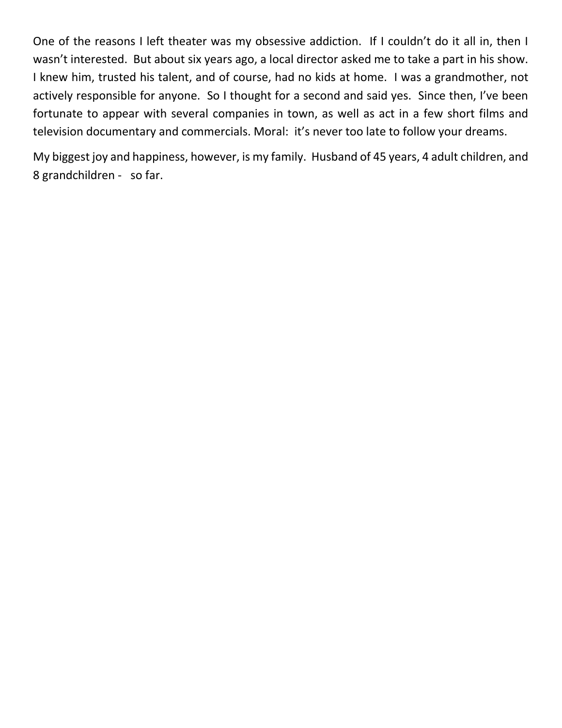One of the reasons I left theater was my obsessive addiction. If I couldn't do it all in, then I wasn't interested. But about six years ago, a local director asked me to take a part in his show. I knew him, trusted his talent, and of course, had no kids at home. I was a grandmother, not actively responsible for anyone. So I thought for a second and said yes. Since then, I've been fortunate to appear with several companies in town, as well as act in a few short films and television documentary and commercials. Moral: it's never too late to follow your dreams.

My biggest joy and happiness, however, is my family. Husband of 45 years, 4 adult children, and 8 grandchildren - so far.